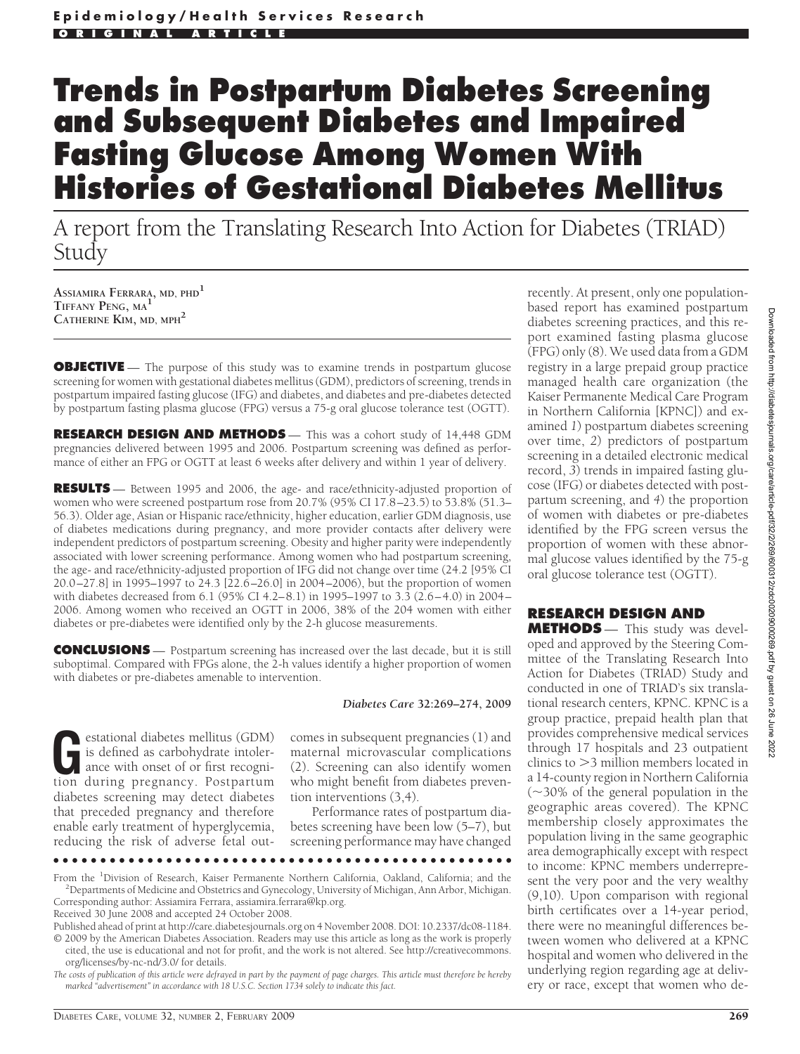Epidemiology/Health Services Research

ORIGINAL ARTICLE

# Trends in Postpartum Diabetes Screening and Subsequent Diabetes and Impaired Fasting Glucose Among Women With Histories of Gestational Diabetes Mellitus

## A report from the Translating Research Into Action for Diabetes (TRIAD) Study

**Assiamira Ferrara, md, phd**[1]
**Tiffany Peng, ma**[1]
**Catherine Kim, md, mph**[2]

**OBJECTIVE** — The purpose of this study was to examine trends in postpartum glucose screening for women with gestational diabetes mellitus (GDM), predictors of screening, trends in postpartum impaired fasting glucose (IFG) and diabetes, and diabetes and pre-diabetes detected by postpartum fasting plasma glucose (FPG) versus a 75-g oral glucose tolerance test (OGTT).

**RESEARCH DESIGN AND METHODS** — This was a cohort study of 14,448 GDM pregnancies delivered between 1995 and 2006. Postpartum screening was defined as performance of either an FPG or OGTT at least 6 weeks after delivery and within 1 year of delivery.

**RESULTS** — Between 1995 and 2006, the age- and race/ethnicity-adjusted proportion of women who were screened postpartum rose from 20.7% (95% CI 17.8–23.5) to 53.8% (51.3–56.3). Older age, Asian or Hispanic race/ethnicity, higher education, earlier GDM diagnosis, use of diabetes medications during pregnancy, and more provider contacts after delivery were independent predictors of postpartum screening. Obesity and higher parity were independently associated with lower screening performance. Among women who had postpartum screening, the age- and race/ethnicity-adjusted proportion of IFG did not change over time (24.2 [95% CI 20.0–27.8] in 1995–1997 to 24.3 [22.6–26.0] in 2004–2006), but the proportion of women with diabetes decreased from 6.1 (95% CI 4.2–8.1) in 1995–1997 to 3.3 (2.6–4.0) in 2004–2006. Among women who received an OGTT in 2006, 38% of the 204 women with either diabetes or pre-diabetes were identified only by the 2-h glucose measurements.

**CONCLUSIONS** — Postpartum screening has increased over the last decade, but it is still suboptimal. Compared with FPGs alone, the 2-h values identify a higher proportion of women with diabetes or pre-diabetes amenable to intervention.

*Diabetes Care* 32:269–274, 2009

Gestational diabetes mellitus (GDM) is defined as carbohydrate intolerance with onset of or first recognition during pregnancy. Postpartum diabetes screening may detect diabetes that preceded pregnancy and therefore enable early treatment of hyperglycemia, reducing the risk of adverse fetal outcomes in subsequent pregnancies (1) and maternal microvascular complications (2). Screening can also identify women who might benefit from diabetes prevention interventions (3,4).

Performance rates of postpartum diabetes screening have been low (5–7), but screening performance may have changed recently. At present, only one population-based report has examined postpartum diabetes screening practices, and this report examined fasting plasma glucose (FPG) only (8). We used data from a GDM registry in a large prepaid group practice managed health care organization (the Kaiser Permanente Medical Care Program in Northern California [KPNC]) and examined *1*) postpartum diabetes screening over time, *2*) predictors of postpartum screening in a detailed electronic medical record, *3*) trends in impaired fasting glucose (IFG) or diabetes detected with postpartum screening, and *4*) the proportion of women with diabetes or pre-diabetes identified by the FPG screen versus the proportion of women with these abnormal glucose values identified by the 75-g oral glucose tolerance test (OGTT).

## RESEARCH DESIGN AND METHODS

This study was developed and approved by the Steering Committee of the Translating Research Into Action for Diabetes (TRIAD) Study and conducted in one of TRIAD's six translational research centers, KPNC. KPNC is a group practice, prepaid health plan that provides comprehensive medical services through 17 hospitals and 23 outpatient clinics to >3 million members located in a 14-county region in Northern California (~30% of the general population in the geographic areas covered). The KPNC membership closely approximates the population living in the same geographic area demographically except with respect to income: KPNC members underrepresent the very poor and the very wealthy (9,10). Upon comparison with regional birth certificates over a 14-year period, there were no meaningful differences between women who delivered at a KPNC hospital and women who delivered in the underlying region regarding age at delivery or race, except that women who de-

From the [1]Division of Research, Kaiser Permanente Northern California, Oakland, California; and the [2]Departments of Medicine and Obstetrics and Gynecology, University of Michigan, Ann Arbor, Michigan.
Corresponding author: Assiamira Ferrara, assiamira.ferrara@kp.org.
Received 30 June 2008 and accepted 24 October 2008.
Published ahead of print at http://care.diabetesjournals.org on 4 November 2008. DOI: 10.2337/dc08-1184.
© 2009 by the American Diabetes Association. Readers may use this article as long as the work is properly cited, the use is educational and not for profit, and the work is not altered. See http://creativecommons.org/licenses/by-nc-nd/3.0/ for details.
*The costs of publication of this article were defrayed in part by the payment of page charges. This article must therefore be hereby marked "advertisement" in accordance with 18 U.S.C. Section 1734 solely to indicate this fact.*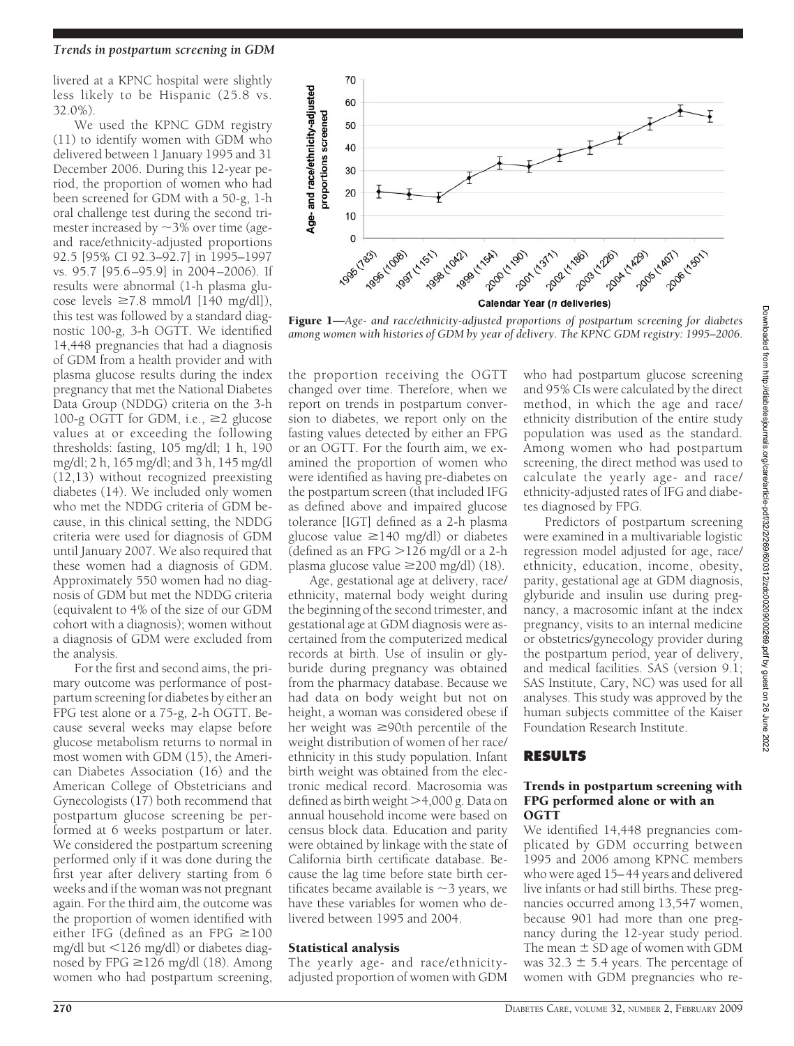livered at a KPNC hospital were slightly less likely to be Hispanic (25.8 vs. 32.0%).

We used the KPNC GDM registry (11) to identify women with GDM who delivered between 1 January 1995 and 31 December 2006. During this 12-year period, the proportion of women who had been screened for GDM with a 50-g, 1-h oral challenge test during the second trimester increased by ~3% over time (age- and race/ethnicity-adjusted proportions 92.5 [95% CI 92.3–92.7] in 1995–1997 vs. 95.7 [95.6–95.9] in 2004–2006). If results were abnormal (1-h plasma glucose levels ≥7.8 mmol/l [140 mg/dl]), this test was followed by a standard diagnostic 100-g, 3-h OGTT. We identified 14,448 pregnancies that had a diagnosis of GDM from a health provider and with plasma glucose results during the index pregnancy that met the National Diabetes Data Group (NDDG) criteria on the 3-h 100-g OGTT for GDM, i.e., ≥2 glucose values at or exceeding the following thresholds: fasting, 105 mg/dl; 1 h, 190 mg/dl; 2 h, 165 mg/dl; and 3 h, 145 mg/dl (12,13) without recognized preexisting diabetes (14). We included only women who met the NDDG criteria of GDM because, in this clinical setting, the NDDG criteria were used for diagnosis of GDM until January 2007. We also required that these women had a diagnosis of GDM. Approximately 550 women had no diagnosis of GDM but met the NDDG criteria (equivalent to 4% of the size of our GDM cohort with a diagnosis); women without a diagnosis of GDM were excluded from the analysis.

For the first and second aims, the primary outcome was performance of postpartum screening for diabetes by either an FPG test alone or a 75-g, 2-h OGTT. Because several weeks may elapse before glucose metabolism returns to normal in most women with GDM (15), the American Diabetes Association (16) and the American College of Obstetricians and Gynecologists (17) both recommend that postpartum glucose screening be performed at 6 weeks postpartum or later. We considered the postpartum screening performed only if it was done during the first year after delivery starting from 6 weeks and if the woman was not pregnant again. For the third aim, the outcome was the proportion of women identified with either IFG (defined as an FPG ≥100 mg/dl but <126 mg/dl) or diabetes diagnosed by FPG ≥126 mg/dl (18). Among women who had postpartum screening, the proportion receiving the OGTT changed over time. Therefore, when we report on trends in postpartum conversion to diabetes, we report only on the fasting values detected by either an FPG or an OGTT. For the fourth aim, we examined the proportion of women who were identified as having pre-diabetes on the postpartum screen (that included IFG as defined above and impaired glucose tolerance [IGT] defined as a 2-h plasma glucose value ≥140 mg/dl) or diabetes (defined as an FPG >126 mg/dl or a 2-h plasma glucose value ≥200 mg/dl) (18).

Age, gestational age at delivery, race/ethnicity, maternal body weight during the beginning of the second trimester, and gestational age at GDM diagnosis were ascertained from the computerized medical records at birth. Use of insulin or glyburide during pregnancy was obtained from the pharmacy database. Because we had data on body weight but not on height, a woman was considered obese if her weight was ≥90th percentile of the weight distribution of women of her race/ethnicity in this study population. Infant birth weight was obtained from the electronic medical record. Macrosomia was defined as birth weight >4,000 g. Data on annual household income were based on census block data. Education and parity were obtained by linkage with the state of California birth certificate database. Because the lag time before state birth certificates became available is ~3 years, we have these variables for women who delivered between 1995 and 2004.

### Statistical analysis

The yearly age- and race/ethnicity-adjusted proportion of women with GDM who had postpartum glucose screening and 95% CIs were calculated by the direct method, in which the age and race/ethnicity distribution of the entire study population was used as the standard. Among women who had postpartum screening, the direct method was used to calculate the yearly age- and race/ethnicity-adjusted rates of IFG and diabetes diagnosed by FPG.

Predictors of postpartum screening were examined in a multivariable logistic regression model adjusted for age, race/ethnicity, education, income, obesity, parity, gestational age at GDM diagnosis, glyburide and insulin use during pregnancy, a macrosomic infant at the index pregnancy, visits to an internal medicine or obstetrics/gynecology provider during the postpartum period, year of delivery, and medical facilities. SAS (version 9.1; SAS Institute, Cary, NC) was used for all analyses. This study was approved by the human subjects committee of the Kaiser Foundation Research Institute.

Figure 1—*Age- and race/ethnicity-adjusted proportions of postpartum screening for diabetes among women with histories of GDM by year of delivery. The KPNC GDM registry: 1995–2006.*

## RESULTS

### Trends in postpartum screening with FPG performed alone or with an OGTT

We identified 14,448 pregnancies complicated by GDM occurring between 1995 and 2006 among KPNC members who were aged 15–44 years and delivered live infants or had still births. These pregnancies occurred among 13,547 women, because 901 had more than one pregnancy during the 12-year study period. The mean ± SD age of women with GDM was 32.3 ± 5.4 years. The percentage of women with GDM pregnancies who re-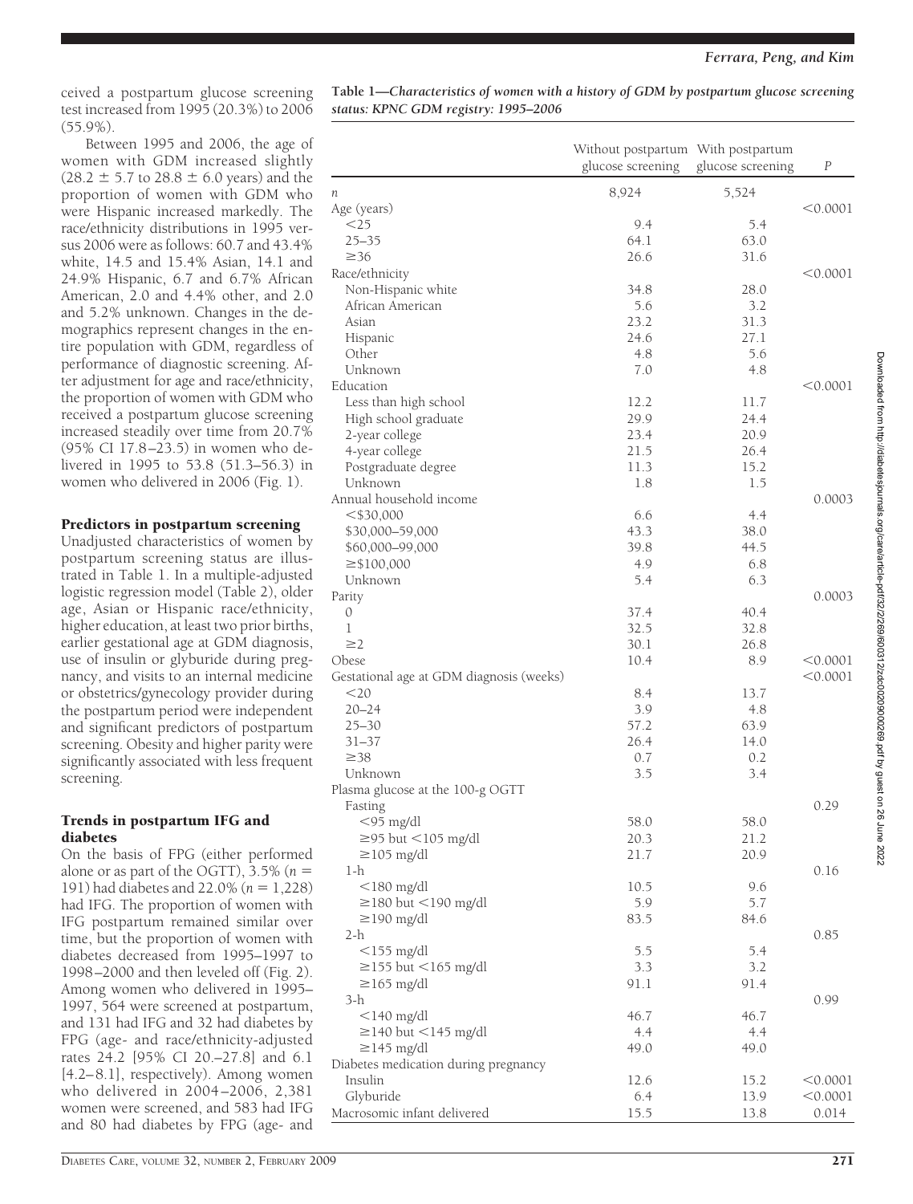ceived a postpartum glucose screening test increased from 1995 (20.3%) to 2006 (55.9%).

Between 1995 and 2006, the age of women with GDM increased slightly (28.2 ± 5.7 to 28.8 ± 6.0 years) and the proportion of women with GDM who were Hispanic increased markedly. The race/ethnicity distributions in 1995 versus 2006 were as follows: 60.7 and 43.4% white, 14.5 and 15.4% Asian, 14.1 and 24.9% Hispanic, 6.7 and 6.7% African American, 2.0 and 4.4% other, and 2.0 and 5.2% unknown. Changes in the demographics represent changes in the entire population with GDM, regardless of performance of diagnostic screening. After adjustment for age and race/ethnicity, the proportion of women with GDM who received a postpartum glucose screening increased steadily over time from 20.7% (95% CI 17.8–23.5) in women who delivered in 1995 to 53.8 (51.3–56.3) in women who delivered in 2006 (Fig. 1).

### Predictors in postpartum screening

Unadjusted characteristics of women by postpartum screening status are illustrated in Table 1. In a multiple-adjusted logistic regression model (Table 2), older age, Asian or Hispanic race/ethnicity, higher education, at least two prior births, earlier gestational age at GDM diagnosis, use of insulin or glyburide during pregnancy, and visits to an internal medicine or obstetrics/gynecology provider during the postpartum period were independent and significant predictors of postpartum screening. Obesity and higher parity were significantly associated with less frequent screening.

### Trends in postpartum IFG and diabetes

On the basis of FPG (either performed alone or as part of the OGTT), 3.5% ($n$ = 191) had diabetes and 22.0% ($n$ = 1,228) had IFG. The proportion of women with IFG postpartum remained similar over time, but the proportion of women with diabetes decreased from 1995–1997 to 1998–2000 and then leveled off (Fig. 2). Among women who delivered in 1995–1997, 564 were screened at postpartum, and 131 had IFG and 32 had diabetes by FPG (age- and race/ethnicity-adjusted rates 24.2 [95% CI 20.–27.8] and 6.1 [4.2–8.1], respectively). Among women who delivered in 2004–2006, 2,381 women were screened, and 583 had IFG and 80 had diabetes by FPG (age- and

**Table 1—Characteristics of women with a history of GDM by postpartum glucose screening status: KPNC GDM registry: 1995–2006**

| | Without postpartum glucose screening | With postpartum glucose screening | $P$ |
|---|---|---|---|
| $n$ | 8,924 | 5,524 | |
| Age (years) | | | <0.0001 |
| <25 | 9.4 | 5.4 | |
| 25–35 | 64.1 | 63.0 | |
| ≥36 | 26.6 | 31.6 | |
| Race/ethnicity | | | <0.0001 |
| Non-Hispanic white | 34.8 | 28.0 | |
| African American | 5.6 | 3.2 | |
| Asian | 23.2 | 31.3 | |
| Hispanic | 24.6 | 27.1 | |
| Other | 4.8 | 5.6 | |
| Unknown | 7.0 | 4.8 | |
| Education | | | <0.0001 |
| Less than high school | 12.2 | 11.7 | |
| High school graduate | 29.9 | 24.4 | |
| 2-year college | 23.4 | 20.9 | |
| 4-year college | 21.5 | 26.4 | |
| Postgraduate degree | 11.3 | 15.2 | |
| Unknown | 1.8 | 1.5 | |
| Annual household income | | | 0.0003 |
| <\$30,000 | 6.6 | 4.4 | |
| \$30,000–59,000 | 43.3 | 38.0 | |
| \$60,000–99,000 | 39.8 | 44.5 | |
| ≥\$100,000 | 4.9 | 6.8 | |
| Unknown | 5.4 | 6.3 | |
| Parity | | | 0.0003 |
| 0 | 37.4 | 40.4 | |
| 1 | 32.5 | 32.8 | |
| ≥2 | 30.1 | 26.8 | |
| Obese | 10.4 | 8.9 | <0.0001 |
| Gestational age at GDM diagnosis (weeks) | | | <0.0001 |
| <20 | 8.4 | 13.7 | |
| 20–24 | 3.9 | 4.8 | |
| 25–30 | 57.2 | 63.9 | |
| 31–37 | 26.4 | 14.0 | |
| ≥38 | 0.7 | 0.2 | |
| Unknown | 3.5 | 3.4 | |
| Plasma glucose at the 100-g OGTT | | | |
| Fasting | | | 0.29 |
| <95 mg/dl | 58.0 | 58.0 | |
| ≥95 but <105 mg/dl | 20.3 | 21.2 | |
| ≥105 mg/dl | 21.7 | 20.9 | |
| 1-h | | | 0.16 |
| <180 mg/dl | 10.5 | 9.6 | |
| ≥180 but <190 mg/dl | 5.9 | 5.7 | |
| ≥190 mg/dl | 83.5 | 84.6 | |
| 2-h | | | 0.85 |
| <155 mg/dl | 5.5 | 5.4 | |
| ≥155 but <165 mg/dl | 3.3 | 3.2 | |
| ≥165 mg/dl | 91.1 | 91.4 | |
| 3-h | | | 0.99 |
| <140 mg/dl | 46.7 | 46.7 | |
| ≥140 but <145 mg/dl | 4.4 | 4.4 | |
| ≥145 mg/dl | 49.0 | 49.0 | |
| Diabetes medication during pregnancy | | | |
| Insulin | 12.6 | 15.2 | <0.0001 |
| Glyburide | 6.4 | 13.9 | <0.0001 |
| Macrosomic infant delivered | 15.5 | 13.8 | 0.014 |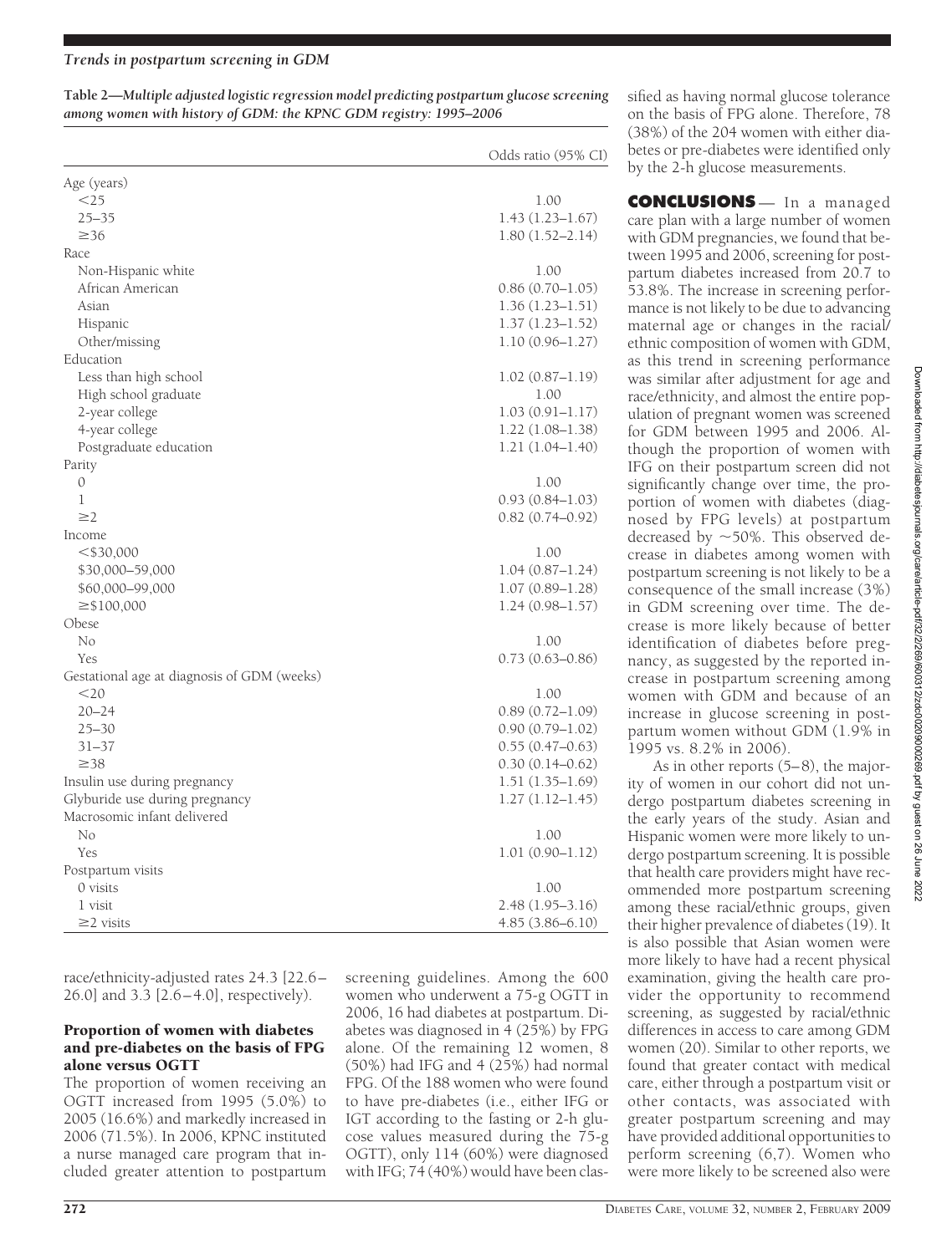**Table 2—Multiple adjusted logistic regression model predicting postpartum glucose screening among women with history of GDM: the KPNC GDM registry: 1995–2006**

| | Odds ratio (95% CI) |
|---|---|
| Age (years) | |
| <25 | 1.00 |
| 25–35 | 1.43 (1.23–1.67) |
| ≥36 | 1.80 (1.52–2.14) |
| Race | |
| Non-Hispanic white | 1.00 |
| African American | 0.86 (0.70–1.05) |
| Asian | 1.36 (1.23–1.51) |
| Hispanic | 1.37 (1.23–1.52) |
| Other/missing | 1.10 (0.96–1.27) |
| Education | |
| Less than high school | 1.02 (0.87–1.19) |
| High school graduate | 1.00 |
| 2-year college | 1.03 (0.91–1.17) |
| 4-year college | 1.22 (1.08–1.38) |
| Postgraduate education | 1.21 (1.04–1.40) |
| Parity | |
| 0 | 1.00 |
| 1 | 0.93 (0.84–1.03) |
| ≥2 | 0.82 (0.74–0.92) |
| Income | |
| <$30,000 | 1.00 |
| $30,000–59,000 | 1.04 (0.87–1.24) |
| $60,000–99,000 | 1.07 (0.89–1.28) |
| ≥$100,000 | 1.24 (0.98–1.57) |
| Obese | |
| No | 1.00 |
| Yes | 0.73 (0.63–0.86) |
| Gestational age at diagnosis of GDM (weeks) | |
| <20 | 1.00 |
| 20–24 | 0.89 (0.72–1.09) |
| 25–30 | 0.90 (0.79–1.02) |
| 31–37 | 0.55 (0.47–0.63) |
| ≥38 | 0.30 (0.14–0.62) |
| Insulin use during pregnancy | 1.51 (1.35–1.69) |
| Glyburide use during pregnancy | 1.27 (1.12–1.45) |
| Macrosomic infant delivered | |
| No | 1.00 |
| Yes | 1.01 (0.90–1.12) |
| Postpartum visits | |
| 0 visits | 1.00 |
| 1 visit | 2.48 (1.95–3.16) |
| ≥2 visits | 4.85 (3.86–6.10) |

race/ethnicity-adjusted rates 24.3 [22.6–26.0] and 3.3 [2.6–4.0], respectively).

### Proportion of women with diabetes and pre-diabetes on the basis of FPG alone versus OGTT

The proportion of women receiving an OGTT increased from 1995 (5.0%) to 2005 (16.6%) and markedly increased in 2006 (71.5%). In 2006, KPNC instituted a nurse managed care program that included greater attention to postpartum screening guidelines. Among the 600 women who underwent a 75-g OGTT in 2006, 16 had diabetes at postpartum. Diabetes was diagnosed in 4 (25%) by FPG alone. Of the remaining 12 women, 8 (50%) had IFG and 4 (25%) had normal FPG. Of the 188 women who were found to have pre-diabetes (i.e., either IFG or IGT according to the fasting or 2-h glucose values measured during the 75-g OGTT), only 114 (60%) were diagnosed with IFG; 74 (40%) would have been classified as having normal glucose tolerance on the basis of FPG alone. Therefore, 78 (38%) of the 204 women with either diabetes or pre-diabetes were identified only by the 2-h glucose measurements.

## CONCLUSIONS

In a managed care plan with a large number of women with GDM pregnancies, we found that between 1995 and 2006, screening for postpartum diabetes increased from 20.7 to 53.8%. The increase in screening performance is not likely to be due to advancing maternal age or changes in the racial/ethnic composition of women with GDM, as this trend in screening performance was similar after adjustment for age and race/ethnicity, and almost the entire population of pregnant women was screened for GDM between 1995 and 2006. Although the proportion of women with IFG on their postpartum screen did not significantly change over time, the proportion of women with diabetes (diagnosed by FPG levels) at postpartum decreased by ~50%. This observed decrease in diabetes among women with postpartum screening is not likely to be a consequence of the small increase (3%) in GDM screening over time. The decrease is more likely because of better identification of diabetes before pregnancy, as suggested by the reported increase in postpartum screening among women with GDM and because of an increase in glucose screening in postpartum women without GDM (1.9% in 1995 vs. 8.2% in 2006).

As in other reports (5–8), the majority of women in our cohort did not undergo postpartum diabetes screening in the early years of the study. Asian and Hispanic women were more likely to undergo postpartum screening. It is possible that health care providers might have recommended more postpartum screening among these racial/ethnic groups, given their higher prevalence of diabetes (19). It is also possible that Asian women were more likely to have had a recent physical examination, giving the health care provider the opportunity to recommend screening, as suggested by racial/ethnic differences in access to care among GDM women (20). Similar to other reports, we found that greater contact with medical care, either through a postpartum visit or other contacts, was associated with greater postpartum screening and may have provided additional opportunities to perform screening (6,7). Women who were more likely to be screened also were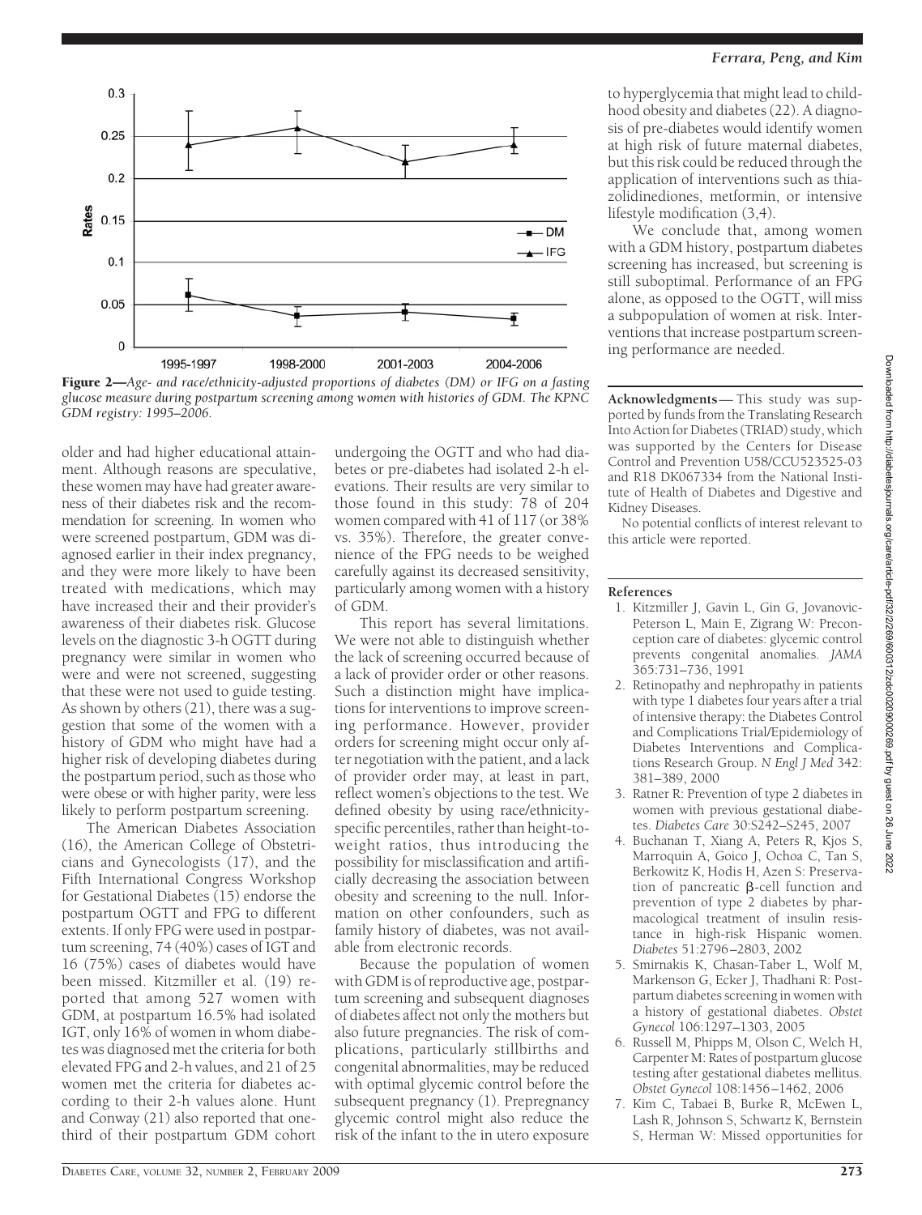**Figure 2**—*Age- and race/ethnicity-adjusted proportions of diabetes (DM) or IFG on a fasting glucose measure during postpartum screening among women with histories of GDM. The KPNC GDM registry: 1995–2006.*

older and had higher educational attainment. Although reasons are speculative, these women may have had greater awareness of their diabetes risk and the recommendation for screening. In women who were screened postpartum, GDM was diagnosed earlier in their index pregnancy, and they were more likely to have been treated with medications, which may have increased their and their provider's awareness of their diabetes risk. Glucose levels on the diagnostic 3-h OGTT during pregnancy were similar in women who were and were not screened, suggesting that these were not used to guide testing. As shown by others (21), there was a suggestion that some of the women with a history of GDM who might have had a higher risk of developing diabetes during the postpartum period, such as those who were obese or with higher parity, were less likely to perform postpartum screening.

The American Diabetes Association (16), the American College of Obstetricians and Gynecologists (17), and the Fifth International Congress Workshop for Gestational Diabetes (15) endorse the postpartum OGTT and FPG to different extents. If only FPG were used in postpartum screening, 74 (40%) cases of IGT and 16 (75%) cases of diabetes would have been missed. Kitzmiller et al. (19) reported that among 527 women with GDM, at postpartum 16.5% had isolated IGT, only 16% of women in whom diabetes was diagnosed met the criteria for both elevated FPG and 2-h values, and 21 of 25 women met the criteria for diabetes according to their 2-h values alone. Hunt and Conway (21) also reported that one-third of their postpartum GDM cohort undergoing the OGTT and who had diabetes or pre-diabetes had isolated 2-h elevations. Their results are very similar to those found in this study: 78 of 204 women compared with 41 of 117 (or 38% vs. 35%). Therefore, the greater convenience of the FPG needs to be weighed carefully against its decreased sensitivity, particularly among women with a history of GDM.

This report has several limitations. We were not able to distinguish whether the lack of screening occurred because of a lack of provider order or other reasons. Such a distinction might have implications for interventions to improve screening performance. However, provider orders for screening might occur only after negotiation with the patient, and a lack of provider order may, at least in part, reflect women's objections to the test. We defined obesity by using race/ethnicity-specific percentiles, rather than height-to-weight ratios, thus introducing the possibility for misclassification and artificially decreasing the association between obesity and screening to the null. Information on other confounders, such as family history of diabetes, was not available from electronic records.

Because the population of women with GDM is of reproductive age, postpartum screening and subsequent diagnoses of diabetes affect not only the mothers but also future pregnancies. The risk of complications, particularly stillbirths and congenital abnormalities, may be reduced with optimal glycemic control before the subsequent pregnancy (1). Prepregnancy glycemic control might also reduce the risk of the infant to the in utero exposure to hyperglycemia that might lead to childhood obesity and diabetes (22). A diagnosis of pre-diabetes would identify women at high risk of future maternal diabetes, but this risk could be reduced through the application of interventions such as thiazolidinediones, metformin, or intensive lifestyle modification (3,4).

We conclude that, among women with a GDM history, postpartum diabetes screening has increased, but screening is still suboptimal. Performance of an FPG alone, as opposed to the OGTT, will miss a subpopulation of women at risk. Interventions that increase postpartum screening performance are needed.

**Acknowledgments**— This study was supported by funds from the Translating Research Into Action for Diabetes (TRIAD) study, which was supported by the Centers for Disease Control and Prevention U58/CCU523525-03 and R18 DK067334 from the National Institute of Health of Diabetes and Digestive and Kidney Diseases.

No potential conflicts of interest relevant to this article were reported.

## References

1. Kitzmiller J, Gavin L, Gin G, Jovanovic-Peterson L, Main E, Zigrang W: Preconception care of diabetes: glycemic control prevents congenital anomalies. *JAMA* 365:731–736, 1991
2. Retinopathy and nephropathy in patients with type 1 diabetes four years after a trial of intensive therapy: the Diabetes Control and Complications Trial/Epidemiology of Diabetes Interventions and Complications Research Group. *N Engl J Med* 342: 381–389, 2000
3. Ratner R: Prevention of type 2 diabetes in women with previous gestational diabetes. *Diabetes Care* 30:S242–S245, 2007
4. Buchanan T, Xiang A, Peters R, Kjos S, Marroquin A, Goico J, Ochoa C, Tan S, Berkowitz K, Hodis H, Azen S: Preservation of pancreatic β-cell function and prevention of type 2 diabetes by pharmacological treatment of insulin resistance in high-risk Hispanic women. *Diabetes* 51:2796–2803, 2002
5. Smirnakis K, Chasan-Taber L, Wolf M, Markenson G, Ecker J, Thadhani R: Postpartum diabetes screening in women with a history of gestational diabetes. *Obstet Gynecol* 106:1297–1303, 2005
6. Russell M, Phipps M, Olson C, Welch H, Carpenter M: Rates of postpartum glucose testing after gestational diabetes mellitus. *Obstet Gynecol* 108:1456–1462, 2006
7. Kim C, Tabaei B, Burke R, McEwen L, Lash R, Johnson S, Schwartz K, Bernstein S, Herman W: Missed opportunities for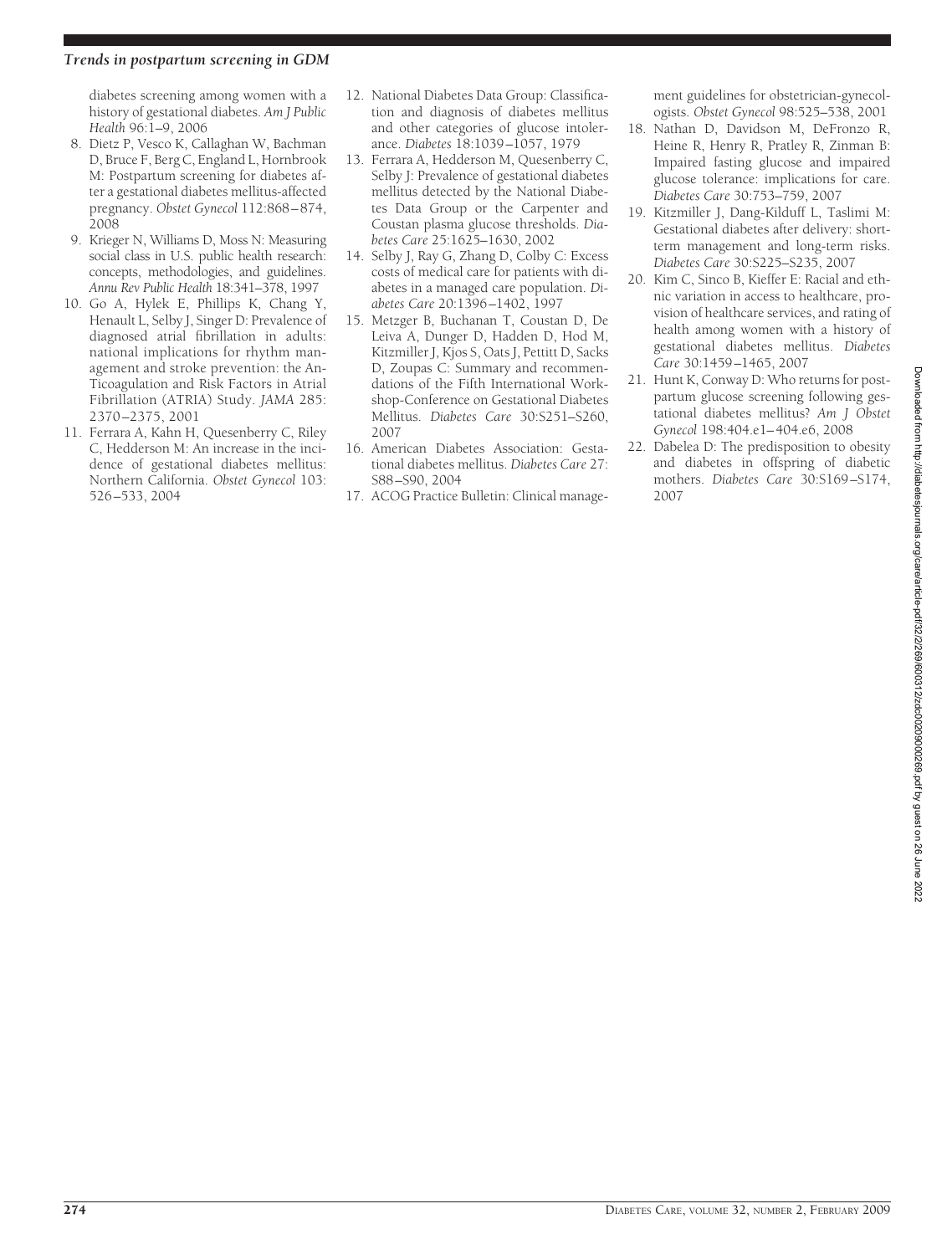diabetes screening among women with a history of gestational diabetes. *Am J Public Health* 96:1–9, 2006

8. Dietz P, Vesco K, Callaghan W, Bachman D, Bruce F, Berg C, England L, Hornbrook M: Postpartum screening for diabetes after a gestational diabetes mellitus-affected pregnancy. *Obstet Gynecol* 112:868–874, 2008
9. Krieger N, Williams D, Moss N: Measuring social class in U.S. public health research: concepts, methodologies, and guidelines. *Annu Rev Public Health* 18:341–378, 1997
10. Go A, Hylek E, Phillips K, Chang Y, Henault L, Selby J, Singer D: Prevalence of diagnosed atrial fibrillation in adults: national implications for rhythm management and stroke prevention: the AnTicoagulation and Risk Factors in Atrial Fibrillation (ATRIA) Study. *JAMA* 285: 2370–2375, 2001
11. Ferrara A, Kahn H, Quesenberry C, Riley C, Hedderson M: An increase in the incidence of gestational diabetes mellitus: Northern California. *Obstet Gynecol* 103: 526–533, 2004
12. National Diabetes Data Group: Classification and diagnosis of diabetes mellitus and other categories of glucose intolerance. *Diabetes* 18:1039–1057, 1979
13. Ferrara A, Hedderson M, Quesenberry C, Selby J: Prevalence of gestational diabetes mellitus detected by the National Diabetes Data Group or the Carpenter and Coustan plasma glucose thresholds. *Diabetes Care* 25:1625–1630, 2002
14. Selby J, Ray G, Zhang D, Colby C: Excess costs of medical care for patients with diabetes in a managed care population. *Diabetes Care* 20:1396–1402, 1997
15. Metzger B, Buchanan T, Coustan D, De Leiva A, Dunger D, Hadden D, Hod M, Kitzmiller J, Kjos S, Oats J, Pettitt D, Sacks D, Zoupas C: Summary and recommendations of the Fifth International Workshop-Conference on Gestational Diabetes Mellitus. *Diabetes Care* 30:S251–S260, 2007
16. American Diabetes Association: Gestational diabetes mellitus. *Diabetes Care* 27: S88–S90, 2004
17. ACOG Practice Bulletin: Clinical management guidelines for obstetrician-gynecologists. *Obstet Gynecol* 98:525–538, 2001
18. Nathan D, Davidson M, DeFronzo R, Heine R, Henry R, Pratley R, Zinman B: Impaired fasting glucose and impaired glucose tolerance: implications for care. *Diabetes Care* 30:753–759, 2007
19. Kitzmiller J, Dang-Kilduff L, Taslimi M: Gestational diabetes after delivery: short-term management and long-term risks. *Diabetes Care* 30:S225–S235, 2007
20. Kim C, Sinco B, Kieffer E: Racial and ethnic variation in access to healthcare, provision of healthcare services, and rating of health among women with a history of gestational diabetes mellitus. *Diabetes Care* 30:1459–1465, 2007
21. Hunt K, Conway D: Who returns for postpartum glucose screening following gestational diabetes mellitus? *Am J Obstet Gynecol* 198:404.e1–404.e6, 2008
22. Dabelea D: The predisposition to obesity and diabetes in offspring of diabetic mothers. *Diabetes Care* 30:S169–S174, 2007